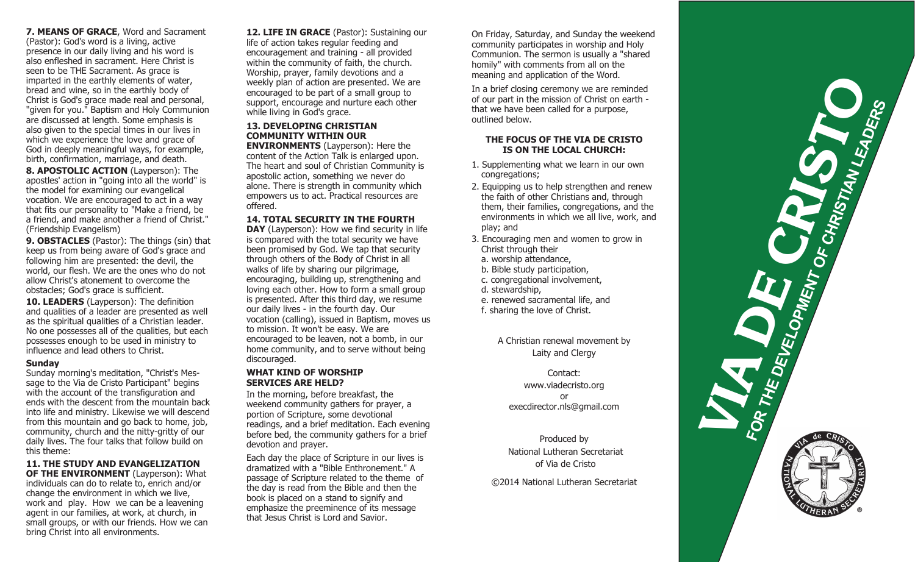**7. MEANS OF GRACE**, Word and Sacrament (Pastor): God's word is a living, active presence in our daily living and his word is also enfleshed in sacrament. Here Christ is seen to be THE Sacrament. As grace is imparted in the earthly elements of water, bread and wine, so in the earthly body of Christ is God's grace made real and personal, "given for you." Baptism and Holy Communion are discussed at length. Some emphasis is also given to the special times in our lives in which we experience the love and grace of God in deeply meaningful ways, for example, birth, confirmation, marriage, and death.

**8. APOSTOLIC ACTION** (Layperson): The apostles' action in "going into all the world" is the model for examining our evangelical vocation. We are encouraged to act in a way that fits our personality to "Make a friend, be a friend, and make another a friend of Christ." (Friendship Evangelism)

**9. OBSTACLES** (Pastor): The things (sin) that keep us from being aware of God's grace and following him are presented: the devil, the world, our flesh. We are the ones who do not allow Christ's atonement to overcome the obstacles; God's grace is sufficient.

**10. LEADERS** (Layperson): The definition and qualities of a leader are presented as well as the spiritual qualities of a Christian leader. No one possesses all of the qualities, but each possesses enough to be used in ministry to influence and lead others to Christ.

**Sunday**

Sunday morning's meditation, "Christ's Message to the Via de Cristo Participant" begins with the account of the transfiguration and ends with the descent from the mountain back into life and ministry. Likewise we will descend from this mountain and go back to home, job, community, church and the nitty-gritty of our daily lives. The four talks that follow build on this theme:

**11. THE STUDY AND EVANGELIZATION OF THE ENVIRONMENT** (Layperson): What individuals can do to relate to, enrich and/or change the environment in which we live, work and play. How we can be a leavening agent in our families, at work, at church, in small groups, or with our friends. How we can bring Christ into all environments.

**12. LIFE IN GRACE** (Pastor): Sustaining our life of action takes regular feeding and encouragement and training - all provided within the community of faith, the church. Worship, prayer, family devotions and a weekly plan of action are presented. We are encouraged to be part of a small group to support, encourage and nurture each other while living in God's grace.

**13. DEVELOPING CHRISTIAN COMMUNITY WITHIN OUR ENVIRONMENTS** (Layperson): Here the content of the Action Talk is enlarged upon. The heart and soul of Christian Community is apostolic action, something we never do alone. There is strength in community which empowers us to act. Practical resources are offered.

**14. TOTAL SECURITY IN THE FOURTH DAY** (Layperson): How we find security in life is compared with the total security we have been promised by God. We tap that security through others of the Body of Christ in all walks of life by sharing our pilgrimage, encouraging, building up, strengthening and loving each other. How to form a small group is presented. After this third day, we resume our daily lives - in the fourth day. Our vocation (calling), issued in Baptism, moves us to mission. It won't be easy. We are encouraged to be leaven, not a bomb, in our home community, and to serve without being discouraged.

**WHAT KIND OF WORSHIP SERVICES ARE HELD?**

In the morning, before breakfast, the weekend community gathers for prayer, a portion of Scripture, some devotional readings, and a brief meditation. Each evening before bed, the community gathers for a brief devotion and prayer.

Each day the place of Scripture in our lives is dramatized with a "Bible Enthronement." A passage of Scripture related to the theme of the day is read from the Bible and then the book is placed on a stand to signify and emphasize the preeminence of its message that Jesus Christ is Lord and Savior.

On Friday, Saturday, and Sunday the weekend community participates in worship and Holy Communion. The sermon is usually a "shared homily" with comments from all on the meaning and application of the Word.

In a brief closing ceremony we are reminded of our part in the mission of Christ on earth - that we have been called for a purpose, outlined below.

**THE FOCUS OF THE VIA DE CRISTO IS ON THE LOCAL CHURCH:**

1. Supplementing what we learn in our own congregations;
2. Equipping us to help strengthen and renew the faith of other Christians and, through them, their families, congregations, and the environments in which we all live, work, and play; and
3. Encouraging men and women to grow in Christ through their
   a. worship attendance,
   b. Bible study participation,
   c. congregational involvement,
   d. stewardship,
   e. renewed sacramental life, and
   f. sharing the love of Christ.

A Christian renewal movement by Laity and Clergy

Contact:
www.viadecristo.org
or
execdirector.nls@gmail.com

Produced by
National Lutheran Secretariat
of Via de Cristo

©2014 National Lutheran Secretariat

# VIA DE CRISTO

FOR THE DEVELOPMENT OF CHRISTIAN LEADERS

VIA de CRISTO · NATIONAL LUTHERAN SECRETARIAT ®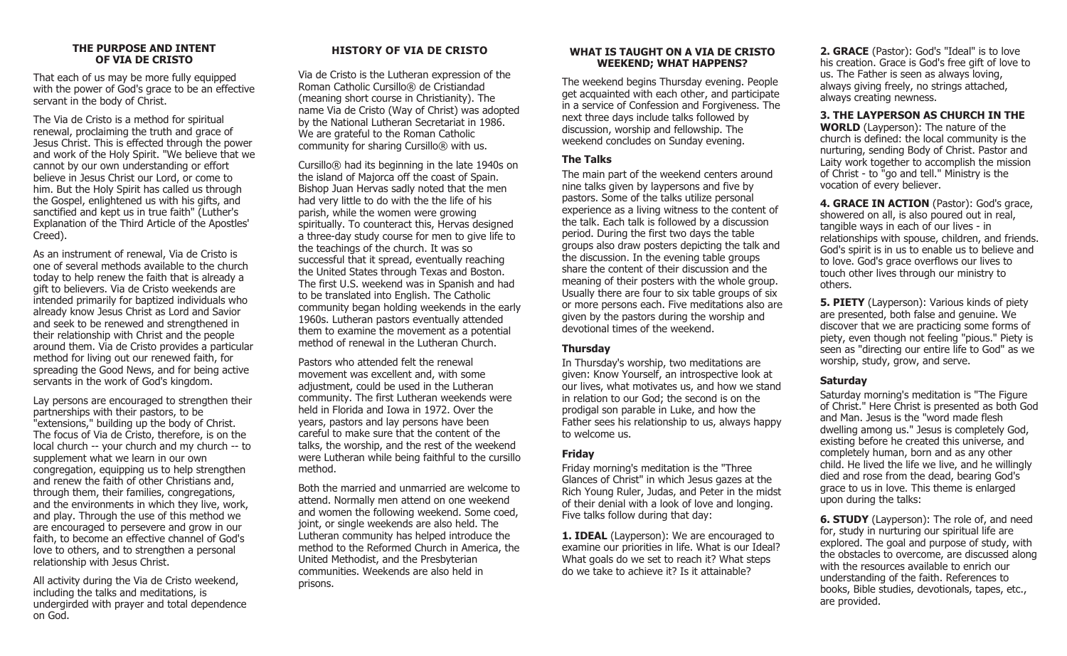## THE PURPOSE AND INTENT OF VIA DE CRISTO

That each of us may be more fully equipped with the power of God's grace to be an effective servant in the body of Christ.

The Via de Cristo is a method for spiritual renewal, proclaiming the truth and grace of Jesus Christ. This is effected through the power and work of the Holy Spirit. "We believe that we cannot by our own understanding or effort believe in Jesus Christ our Lord, or come to him. But the Holy Spirit has called us through the Gospel, enlightened us with his gifts, and sanctified and kept us in true faith" (Luther's Explanation of the Third Article of the Apostles' Creed).

As an instrument of renewal, Via de Cristo is one of several methods available to the church today to help renew the faith that is already a gift to believers. Via de Cristo weekends are intended primarily for baptized individuals who already know Jesus Christ as Lord and Savior and seek to be renewed and strengthened in their relationship with Christ and the people around them. Via de Cristo provides a particular method for living out our renewed faith, for spreading the Good News, and for being active servants in the work of God's kingdom.

Lay persons are encouraged to strengthen their partnerships with their pastors, to be "extensions," building up the body of Christ. The focus of Via de Cristo, therefore, is on the local church -- your church and my church -- to supplement what we learn in our own congregation, equipping us to help strengthen and renew the faith of other Christians and, through them, their families, congregations, and the environments in which they live, work, and play. Through the use of this method we are encouraged to persevere and grow in our faith, to become an effective channel of God's love to others, and to strengthen a personal relationship with Jesus Christ.

All activity during the Via de Cristo weekend, including the talks and meditations, is undergirded with prayer and total dependence on God.

## HISTORY OF VIA DE CRISTO

Via de Cristo is the Lutheran expression of the Roman Catholic Cursillo® de Cristiandad (meaning short course in Christianity). The name Via de Cristo (Way of Christ) was adopted by the National Lutheran Secretariat in 1986. We are grateful to the Roman Catholic community for sharing Cursillo® with us.

Cursillo® had its beginning in the late 1940s on the island of Majorca off the coast of Spain. Bishop Juan Hervas sadly noted that the men had very little to do with the the life of his parish, while the women were growing spiritually. To counteract this, Hervas designed a three-day study course for men to give life to the teachings of the church. It was so successful that it spread, eventually reaching the United States through Texas and Boston. The first U.S. weekend was in Spanish and had to be translated into English. The Catholic community began holding weekends in the early 1960s. Lutheran pastors eventually attended them to examine the movement as a potential method of renewal in the Lutheran Church.

Pastors who attended felt the renewal movement was excellent and, with some adjustment, could be used in the Lutheran community. The first Lutheran weekends were held in Florida and Iowa in 1972. Over the years, pastors and lay persons have been careful to make sure that the content of the talks, the worship, and the rest of the weekend were Lutheran while being faithful to the cursillo method.

Both the married and unmarried are welcome to attend. Normally men attend on one weekend and women the following weekend. Some coed, joint, or single weekends are also held. The Lutheran community has helped introduce the method to the Reformed Church in America, the United Methodist, and the Presbyterian communities. Weekends are also held in prisons.

## WHAT IS TAUGHT ON A VIA DE CRISTO WEEKEND; WHAT HAPPENS?

The weekend begins Thursday evening. People get acquainted with each other, and participate in a service of Confession and Forgiveness. The next three days include talks followed by discussion, worship and fellowship. The weekend concludes on Sunday evening.

### The Talks

The main part of the weekend centers around nine talks given by laypersons and five by pastors. Some of the talks utilize personal experience as a living witness to the content of the talk. Each talk is followed by a discussion period. During the first two days the table groups also draw posters depicting the talk and the discussion. In the evening table groups share the content of their discussion and the meaning of their posters with the whole group. Usually there are four to six table groups of six or more persons each. Five meditations also are given by the pastors during the worship and devotional times of the weekend.

### Thursday

In Thursday's worship, two meditations are given: Know Yourself, an introspective look at our lives, what motivates us, and how we stand in relation to our God; the second is on the prodigal son parable in Luke, and how the Father sees his relationship to us, always happy to welcome us.

### Friday

Friday morning's meditation is the "Three Glances of Christ" in which Jesus gazes at the Rich Young Ruler, Judas, and Peter in the midst of their denial with a look of love and longing. Five talks follow during that day:

**1. IDEAL** (Layperson): We are encouraged to examine our priorities in life. What is our Ideal? What goals do we set to reach it? What steps do we take to achieve it? Is it attainable?

**2. GRACE** (Pastor): God's "Ideal" is to love his creation. Grace is God's free gift of love to us. The Father is seen as always loving, always giving freely, no strings attached, always creating newness.

**3. THE LAYPERSON AS CHURCH IN THE WORLD** (Layperson): The nature of the church is defined: the local community is the nurturing, sending Body of Christ. Pastor and Laity work together to accomplish the mission of Christ - to "go and tell." Ministry is the vocation of every believer.

**4. GRACE IN ACTION** (Pastor): God's grace, showered on all, is also poured out in real, tangible ways in each of our lives - in relationships with spouse, children, and friends. God's spirit is in us to enable us to believe and to love. God's grace overflows our lives to touch other lives through our ministry to others.

**5. PIETY** (Layperson): Various kinds of piety are presented, both false and genuine. We discover that we are practicing some forms of piety, even though not feeling "pious." Piety is seen as "directing our entire life to God" as we worship, study, grow, and serve.

### Saturday

Saturday morning's meditation is "The Figure of Christ." Here Christ is presented as both God and Man. Jesus is the "word made flesh dwelling among us." Jesus is completely God, existing before he created this universe, and completely human, born and as any other child. He lived the life we live, and he willingly died and rose from the dead, bearing God's grace to us in love. This theme is enlarged upon during the talks:

**6. STUDY** (Layperson): The role of, and need for, study in nurturing our spiritual life are explored. The goal and purpose of study, with the obstacles to overcome, are discussed along with the resources available to enrich our understanding of the faith. References to books, Bible studies, devotionals, tapes, etc., are provided.